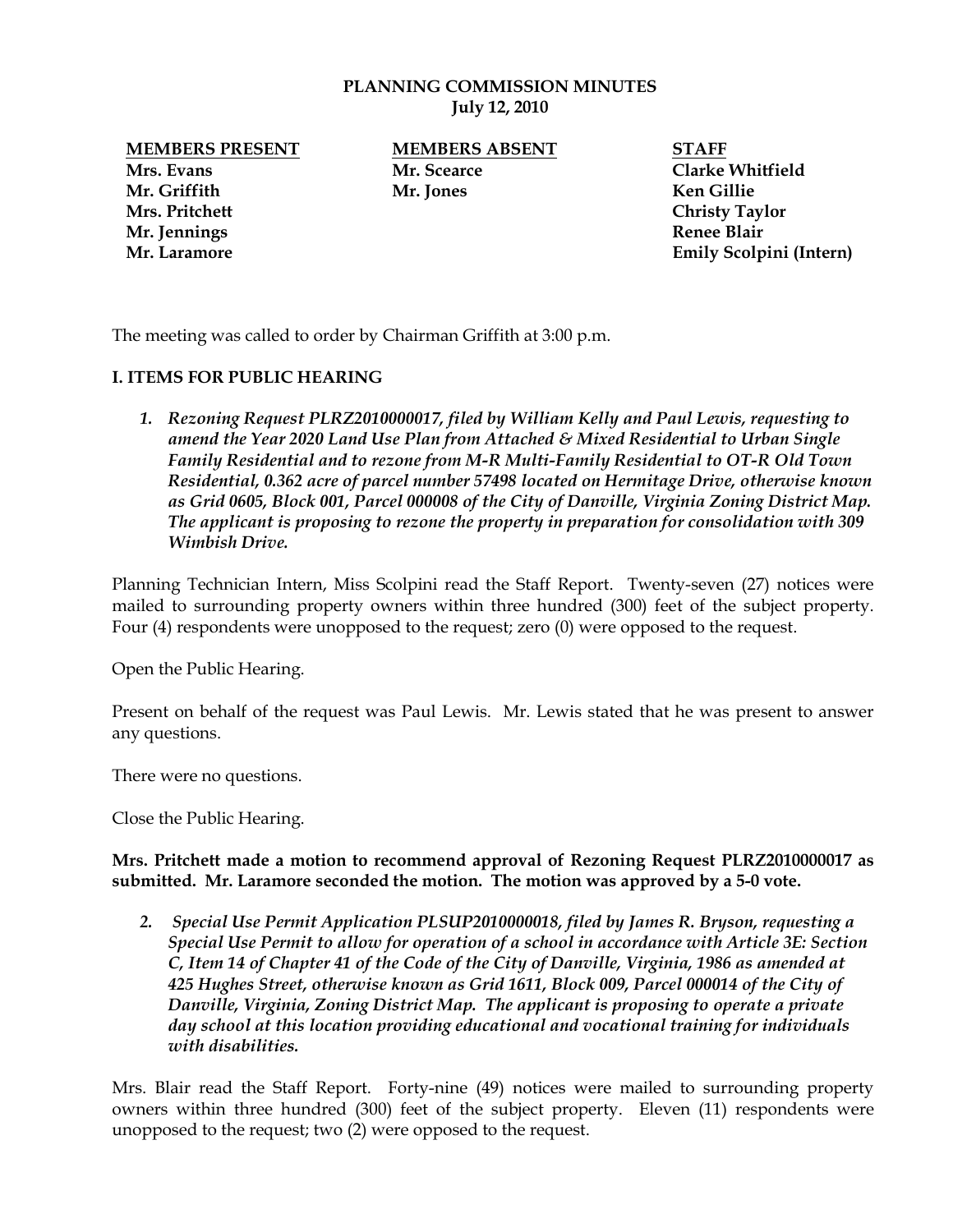# PLANNING COMMISSION MINUTES
**July 12, 2010**

| **MEMBERS PRESENT** | **MEMBERS ABSENT** | **STAFF** |
|---|---|---|
| **Mrs. Evans** | **Mr. Scearce** | **Clarke Whitfield** |
| **Mr. Griffith** | **Mr. Jones** | **Ken Gillie** |
| **Mrs. Pritchett** | | **Christy Taylor** |
| **Mr. Jennings** | | **Renee Blair** |
| **Mr. Laramore** | | **Emily Scolpini (Intern)** |

The meeting was called to order by Chairman Griffith at 3:00 p.m.

## I. ITEMS FOR PUBLIC HEARING

1. ***Rezoning Request PLRZ2010000017, filed by William Kelly and Paul Lewis, requesting to amend the Year 2020 Land Use Plan from Attached & Mixed Residential to Urban Single Family Residential and to rezone from M-R Multi-Family Residential to OT-R Old Town Residential, 0.362 acre of parcel number 57498 located on Hermitage Drive, otherwise known as Grid 0605, Block 001, Parcel 000008 of the City of Danville, Virginia Zoning District Map. The applicant is proposing to rezone the property in preparation for consolidation with 309 Wimbish Drive.***

Planning Technician Intern, Miss Scolpini read the Staff Report. Twenty-seven (27) notices were mailed to surrounding property owners within three hundred (300) feet of the subject property. Four (4) respondents were unopposed to the request; zero (0) were opposed to the request.

Open the Public Hearing.

Present on behalf of the request was Paul Lewis. Mr. Lewis stated that he was present to answer any questions.

There were no questions.

Close the Public Hearing.

**Mrs. Pritchett made a motion to recommend approval of Rezoning Request PLRZ2010000017 as submitted. Mr. Laramore seconded the motion. The motion was approved by a 5-0 vote.**

2. ***Special Use Permit Application PLSUP2010000018, filed by James R. Bryson, requesting a Special Use Permit to allow for operation of a school in accordance with Article 3E: Section C, Item 14 of Chapter 41 of the Code of the City of Danville, Virginia, 1986 as amended at 425 Hughes Street, otherwise known as Grid 1611, Block 009, Parcel 000014 of the City of Danville, Virginia, Zoning District Map. The applicant is proposing to operate a private day school at this location providing educational and vocational training for individuals with disabilities.***

Mrs. Blair read the Staff Report. Forty-nine (49) notices were mailed to surrounding property owners within three hundred (300) feet of the subject property. Eleven (11) respondents were unopposed to the request; two (2) were opposed to the request.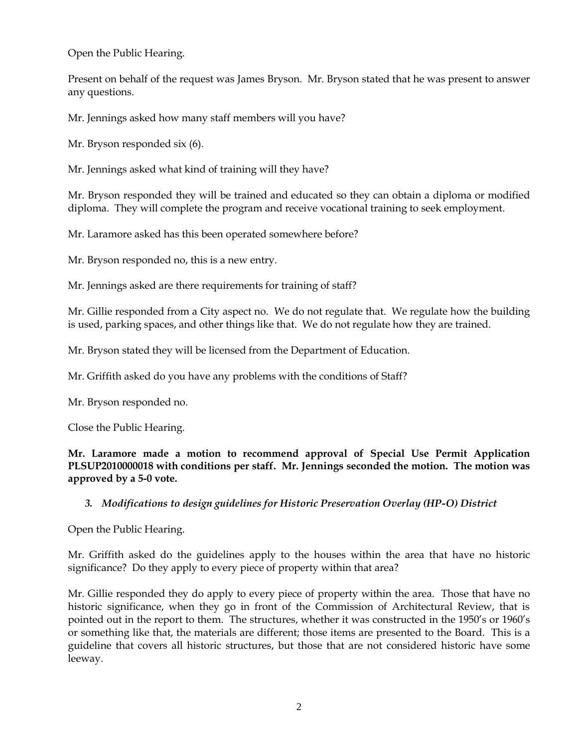Open the Public Hearing.

Present on behalf of the request was James Bryson. Mr. Bryson stated that he was present to answer any questions.

Mr. Jennings asked how many staff members will you have?

Mr. Bryson responded six (6).

Mr. Jennings asked what kind of training will they have?

Mr. Bryson responded they will be trained and educated so they can obtain a diploma or modified diploma. They will complete the program and receive vocational training to seek employment.

Mr. Laramore asked has this been operated somewhere before?

Mr. Bryson responded no, this is a new entry.

Mr. Jennings asked are there requirements for training of staff?

Mr. Gillie responded from a City aspect no. We do not regulate that. We regulate how the building is used, parking spaces, and other things like that. We do not regulate how they are trained.

Mr. Bryson stated they will be licensed from the Department of Education.

Mr. Griffith asked do you have any problems with the conditions of Staff?

Mr. Bryson responded no.

Close the Public Hearing.

**Mr. Laramore made a motion to recommend approval of Special Use Permit Application PLSUP2010000018 with conditions per staff. Mr. Jennings seconded the motion. The motion was approved by a 5-0 vote.**

*3. Modifications to design guidelines for Historic Preservation Overlay (HP-O) District*

Open the Public Hearing.

Mr. Griffith asked do the guidelines apply to the houses within the area that have no historic significance? Do they apply to every piece of property within that area?

Mr. Gillie responded they do apply to every piece of property within the area. Those that have no historic significance, when they go in front of the Commission of Architectural Review, that is pointed out in the report to them. The structures, whether it was constructed in the 1950's or 1960's or something like that, the materials are different; those items are presented to the Board. This is a guideline that covers all historic structures, but those that are not considered historic have some leeway.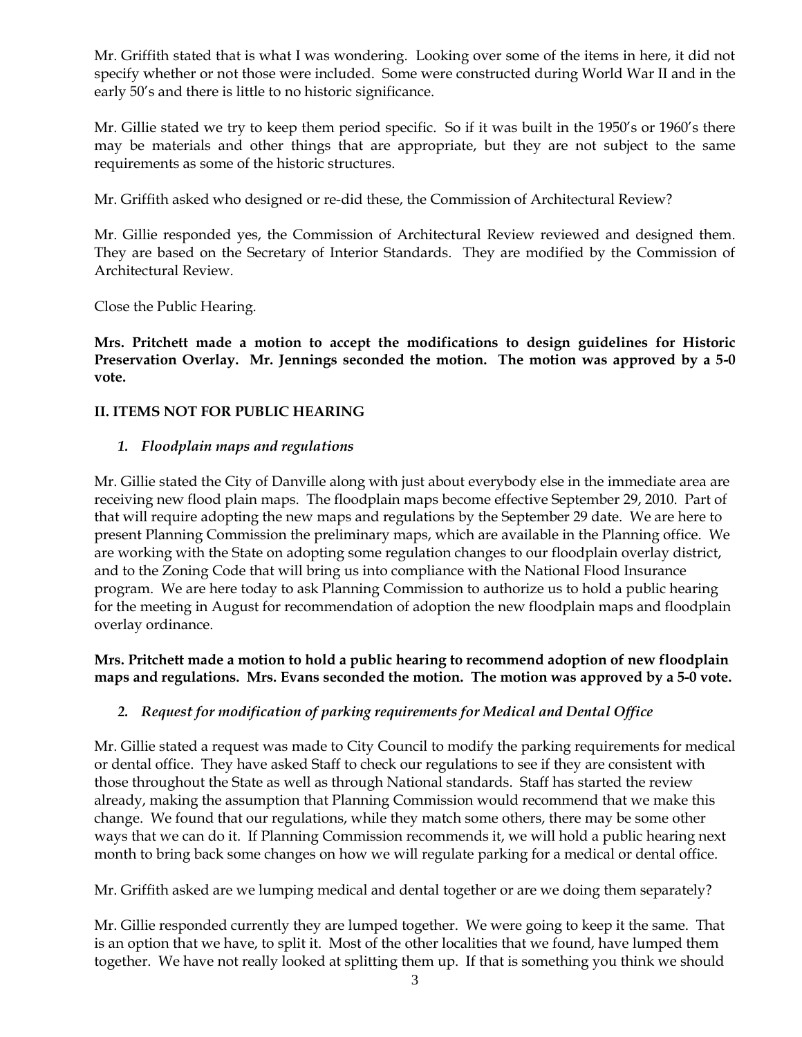Mr. Griffith stated that is what I was wondering. Looking over some of the items in here, it did not specify whether or not those were included. Some were constructed during World War II and in the early 50's and there is little to no historic significance.

Mr. Gillie stated we try to keep them period specific. So if it was built in the 1950's or 1960's there may be materials and other things that are appropriate, but they are not subject to the same requirements as some of the historic structures.

Mr. Griffith asked who designed or re-did these, the Commission of Architectural Review?

Mr. Gillie responded yes, the Commission of Architectural Review reviewed and designed them. They are based on the Secretary of Interior Standards. They are modified by the Commission of Architectural Review.

Close the Public Hearing.

**Mrs. Pritchett made a motion to accept the modifications to design guidelines for Historic Preservation Overlay. Mr. Jennings seconded the motion. The motion was approved by a 5-0 vote.**

## II. ITEMS NOT FOR PUBLIC HEARING

### *1. Floodplain maps and regulations*

Mr. Gillie stated the City of Danville along with just about everybody else in the immediate area are receiving new flood plain maps. The floodplain maps become effective September 29, 2010. Part of that will require adopting the new maps and regulations by the September 29 date. We are here to present Planning Commission the preliminary maps, which are available in the Planning office. We are working with the State on adopting some regulation changes to our floodplain overlay district, and to the Zoning Code that will bring us into compliance with the National Flood Insurance program. We are here today to ask Planning Commission to authorize us to hold a public hearing for the meeting in August for recommendation of adoption the new floodplain maps and floodplain overlay ordinance.

**Mrs. Pritchett made a motion to hold a public hearing to recommend adoption of new floodplain maps and regulations. Mrs. Evans seconded the motion. The motion was approved by a 5-0 vote.**

### *2. Request for modification of parking requirements for Medical and Dental Office*

Mr. Gillie stated a request was made to City Council to modify the parking requirements for medical or dental office. They have asked Staff to check our regulations to see if they are consistent with those throughout the State as well as through National standards. Staff has started the review already, making the assumption that Planning Commission would recommend that we make this change. We found that our regulations, while they match some others, there may be some other ways that we can do it. If Planning Commission recommends it, we will hold a public hearing next month to bring back some changes on how we will regulate parking for a medical or dental office.

Mr. Griffith asked are we lumping medical and dental together or are we doing them separately?

Mr. Gillie responded currently they are lumped together. We were going to keep it the same. That is an option that we have, to split it. Most of the other localities that we found, have lumped them together. We have not really looked at splitting them up. If that is something you think we should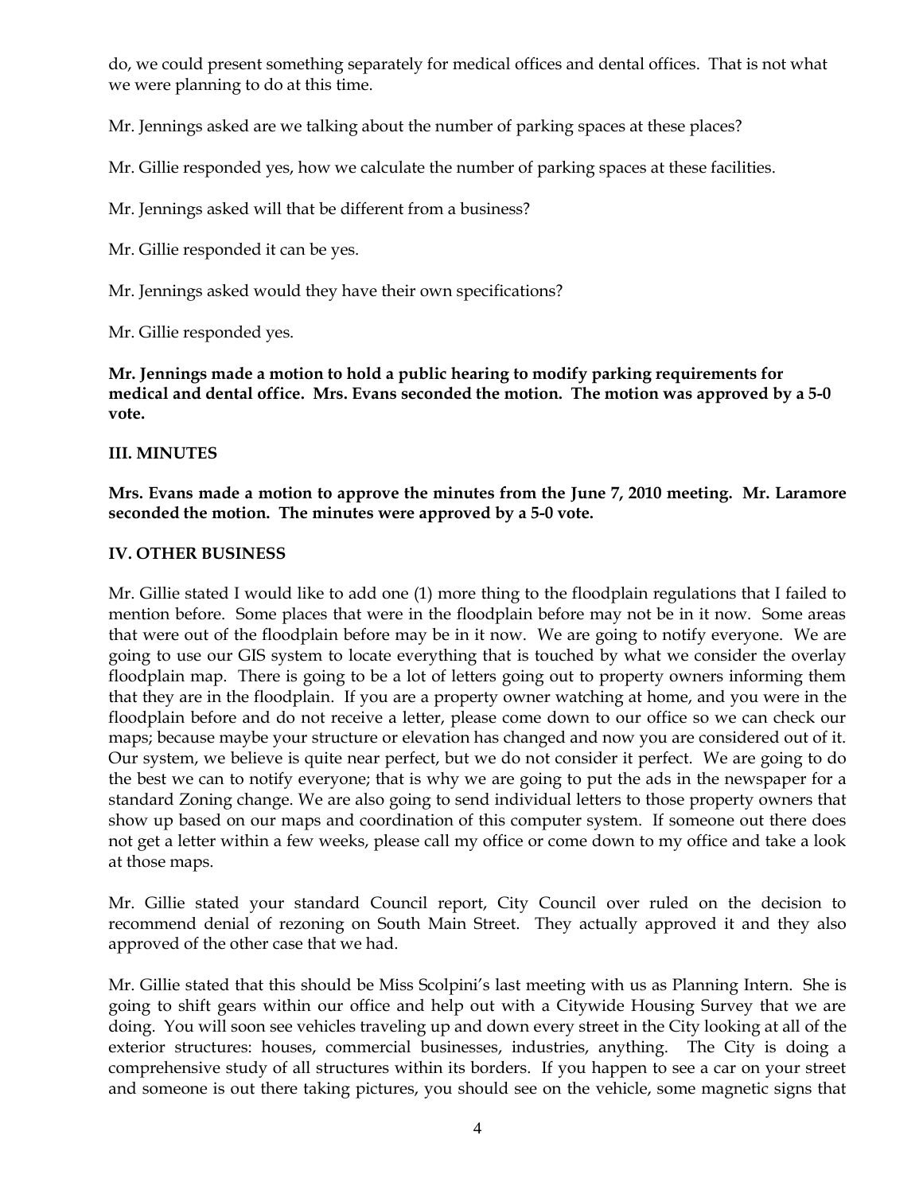do, we could present something separately for medical offices and dental offices. That is not what we were planning to do at this time.

Mr. Jennings asked are we talking about the number of parking spaces at these places?

Mr. Gillie responded yes, how we calculate the number of parking spaces at these facilities.

Mr. Jennings asked will that be different from a business?

Mr. Gillie responded it can be yes.

Mr. Jennings asked would they have their own specifications?

Mr. Gillie responded yes.

**Mr. Jennings made a motion to hold a public hearing to modify parking requirements for medical and dental office. Mrs. Evans seconded the motion. The motion was approved by a 5-0 vote.**

## III. MINUTES

**Mrs. Evans made a motion to approve the minutes from the June 7, 2010 meeting. Mr. Laramore seconded the motion. The minutes were approved by a 5-0 vote.**

## IV. OTHER BUSINESS

Mr. Gillie stated I would like to add one (1) more thing to the floodplain regulations that I failed to mention before. Some places that were in the floodplain before may not be in it now. Some areas that were out of the floodplain before may be in it now. We are going to notify everyone. We are going to use our GIS system to locate everything that is touched by what we consider the overlay floodplain map. There is going to be a lot of letters going out to property owners informing them that they are in the floodplain. If you are a property owner watching at home, and you were in the floodplain before and do not receive a letter, please come down to our office so we can check our maps; because maybe your structure or elevation has changed and now you are considered out of it. Our system, we believe is quite near perfect, but we do not consider it perfect. We are going to do the best we can to notify everyone; that is why we are going to put the ads in the newspaper for a standard Zoning change. We are also going to send individual letters to those property owners that show up based on our maps and coordination of this computer system. If someone out there does not get a letter within a few weeks, please call my office or come down to my office and take a look at those maps.

Mr. Gillie stated your standard Council report, City Council over ruled on the decision to recommend denial of rezoning on South Main Street. They actually approved it and they also approved of the other case that we had.

Mr. Gillie stated that this should be Miss Scolpini's last meeting with us as Planning Intern. She is going to shift gears within our office and help out with a Citywide Housing Survey that we are doing. You will soon see vehicles traveling up and down every street in the City looking at all of the exterior structures: houses, commercial businesses, industries, anything. The City is doing a comprehensive study of all structures within its borders. If you happen to see a car on your street and someone is out there taking pictures, you should see on the vehicle, some magnetic signs that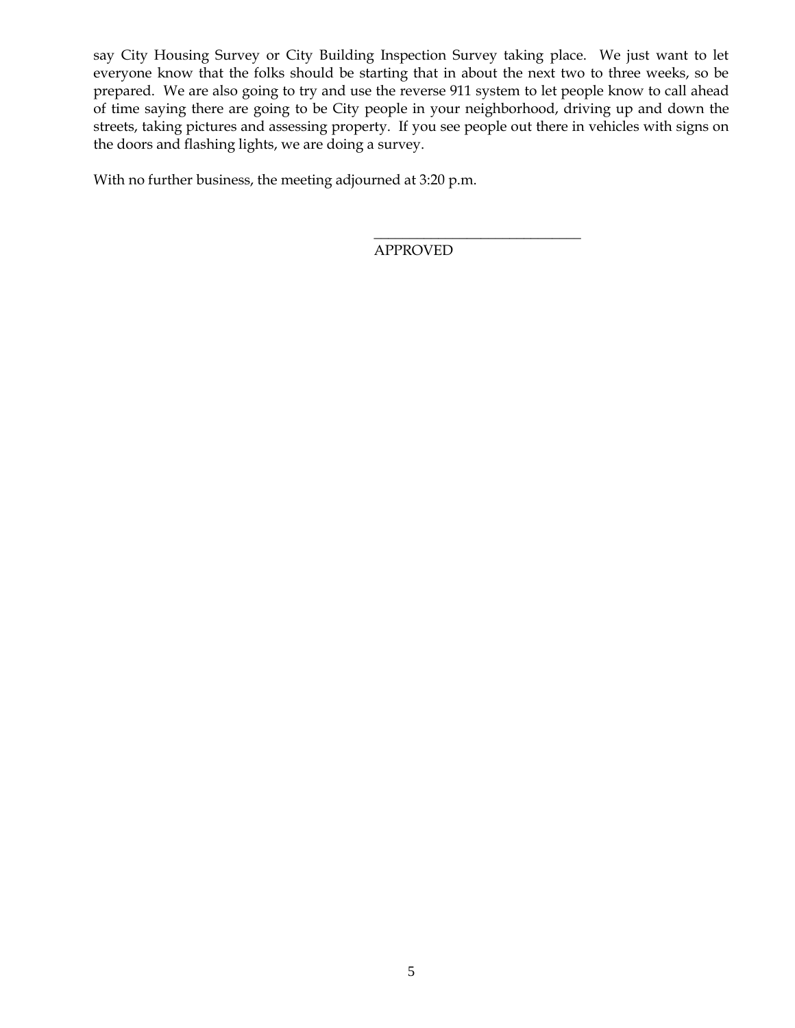say City Housing Survey or City Building Inspection Survey taking place. We just want to let everyone know that the folks should be starting that in about the next two to three weeks, so be prepared. We are also going to try and use the reverse 911 system to let people know to call ahead of time saying there are going to be City people in your neighborhood, driving up and down the streets, taking pictures and assessing property. If you see people out there in vehicles with signs on the doors and flashing lights, we are doing a survey.

With no further business, the meeting adjourned at 3:20 p.m.

\_\_\_\_\_\_\_\_\_\_\_\_\_\_\_\_\_\_\_\_\_\_\_\_\_\_\_\_\_\_

APPROVED